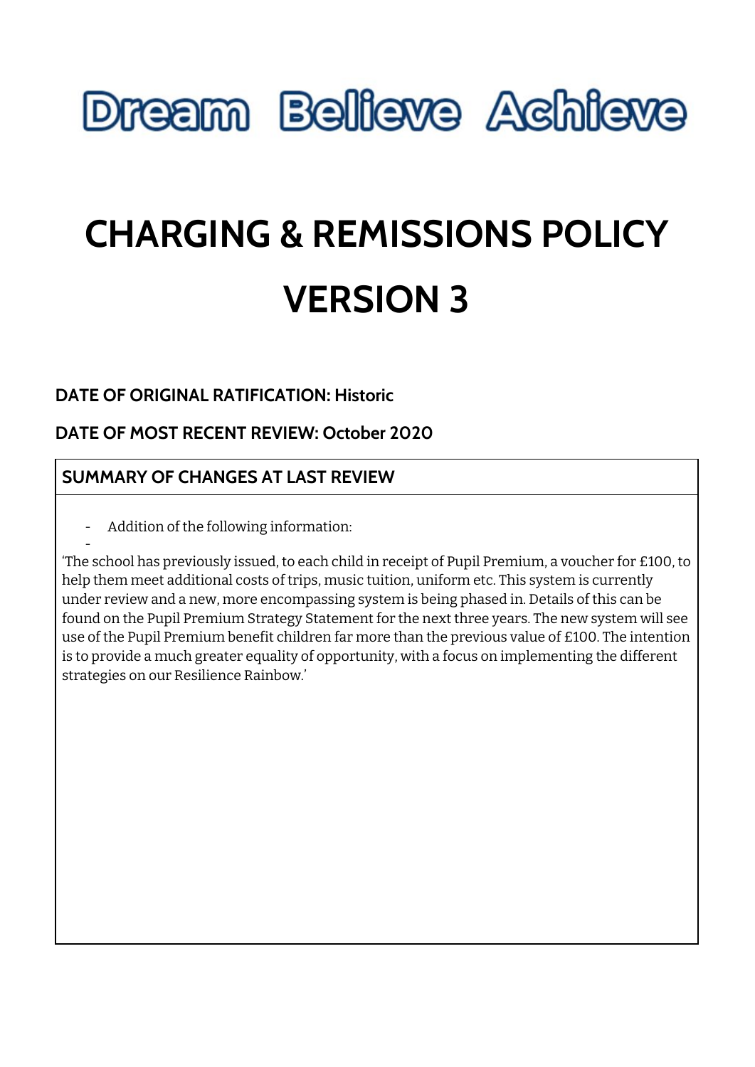# Dream Believe Achieve

# CHARGING & REMISSIONS POLICY

# VERSION 3

**DATE OF ORIGINAL RATIFICATION: Historic**

**DATE OF MOST RECENT REVIEW: October 2020**

## SUMMARY OF CHANGES AT LAST REVIEW

- Addition of the following information:
-

'The school has previously issued, to each child in receipt of Pupil Premium, a voucher for £100, to help them meet additional costs of trips, music tuition, uniform etc. This system is currently under review and a new, more encompassing system is being phased in. Details of this can be found on the Pupil Premium Strategy Statement for the next three years. The new system will see use of the Pupil Premium benefit children far more than the previous value of £100. The intention is to provide a much greater equality of opportunity, with a focus on implementing the different strategies on our Resilience Rainbow.'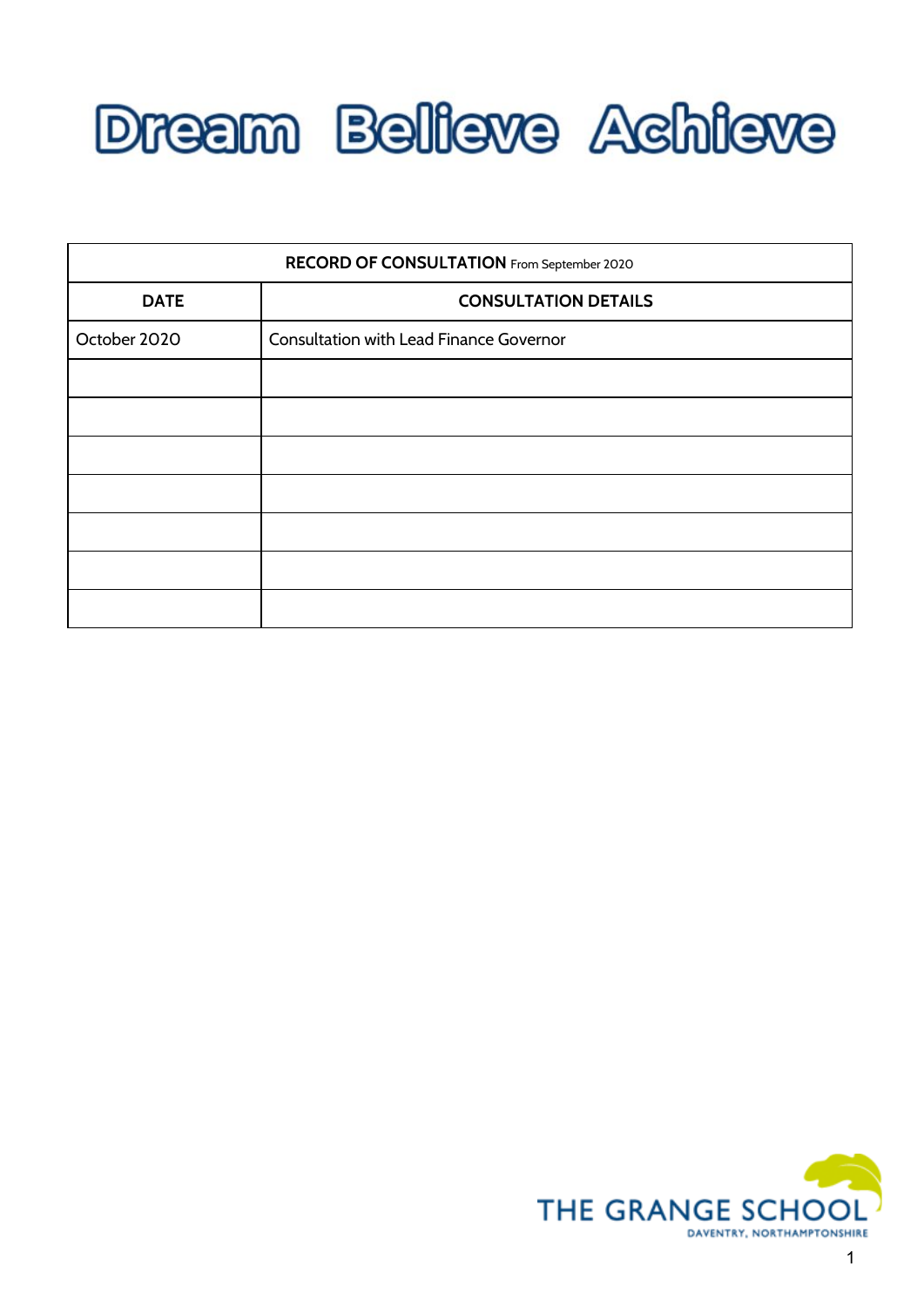# Dream Believe Achieve

| **RECORD OF CONSULTATION** From September 2020 | |
|---|---|
| **DATE** | **CONSULTATION DETAILS** |
| October 2020 | Consultation with Lead Finance Governor |
| | |
| | |
| | |
| | |
| | |
| | |
| | |

THE GRANGE SCHOOL
DAVENTRY, NORTHAMPTONSHIRE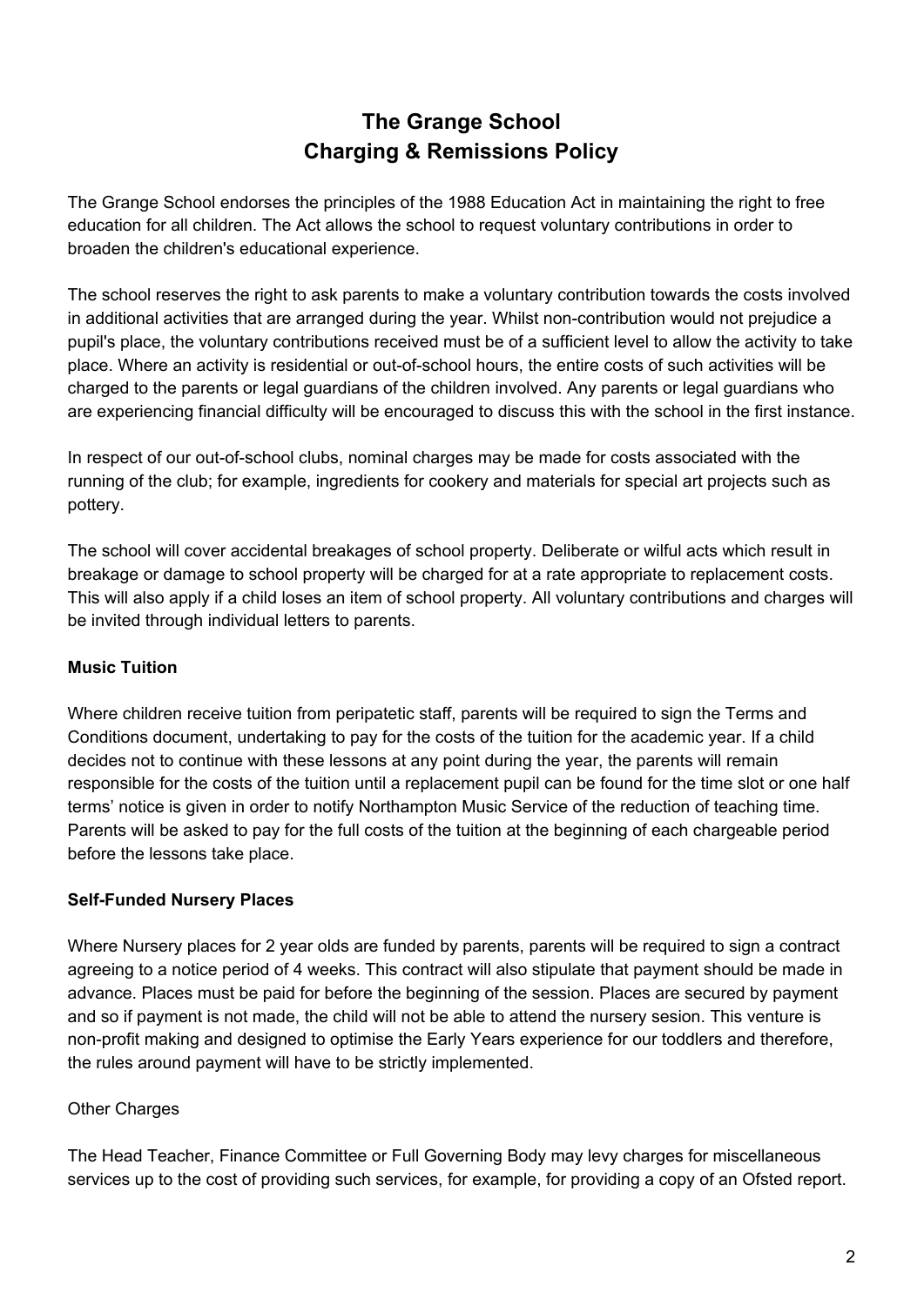# The Grange School
# Charging & Remissions Policy

The Grange School endorses the principles of the 1988 Education Act in maintaining the right to free education for all children. The Act allows the school to request voluntary contributions in order to broaden the children's educational experience.

The school reserves the right to ask parents to make a voluntary contribution towards the costs involved in additional activities that are arranged during the year. Whilst non-contribution would not prejudice a pupil's place, the voluntary contributions received must be of a sufficient level to allow the activity to take place. Where an activity is residential or out-of-school hours, the entire costs of such activities will be charged to the parents or legal guardians of the children involved. Any parents or legal guardians who are experiencing financial difficulty will be encouraged to discuss this with the school in the first instance.

In respect of our out-of-school clubs, nominal charges may be made for costs associated with the running of the club; for example, ingredients for cookery and materials for special art projects such as pottery.

The school will cover accidental breakages of school property. Deliberate or wilful acts which result in breakage or damage to school property will be charged for at a rate appropriate to replacement costs. This will also apply if a child loses an item of school property. All voluntary contributions and charges will be invited through individual letters to parents.

**Music Tuition**

Where children receive tuition from peripatetic staff, parents will be required to sign the Terms and Conditions document, undertaking to pay for the costs of the tuition for the academic year. If a child decides not to continue with these lessons at any point during the year, the parents will remain responsible for the costs of the tuition until a replacement pupil can be found for the time slot or one half terms' notice is given in order to notify Northampton Music Service of the reduction of teaching time. Parents will be asked to pay for the full costs of the tuition at the beginning of each chargeable period before the lessons take place.

**Self-Funded Nursery Places**

Where Nursery places for 2 year olds are funded by parents, parents will be required to sign a contract agreeing to a notice period of 4 weeks. This contract will also stipulate that payment should be made in advance. Places must be paid for before the beginning of the session. Places are secured by payment and so if payment is not made, the child will not be able to attend the nursery sesion. This venture is non-profit making and designed to optimise the Early Years experience for our toddlers and therefore, the rules around payment will have to be strictly implemented.

Other Charges

The Head Teacher, Finance Committee or Full Governing Body may levy charges for miscellaneous services up to the cost of providing such services, for example, for providing a copy of an Ofsted report.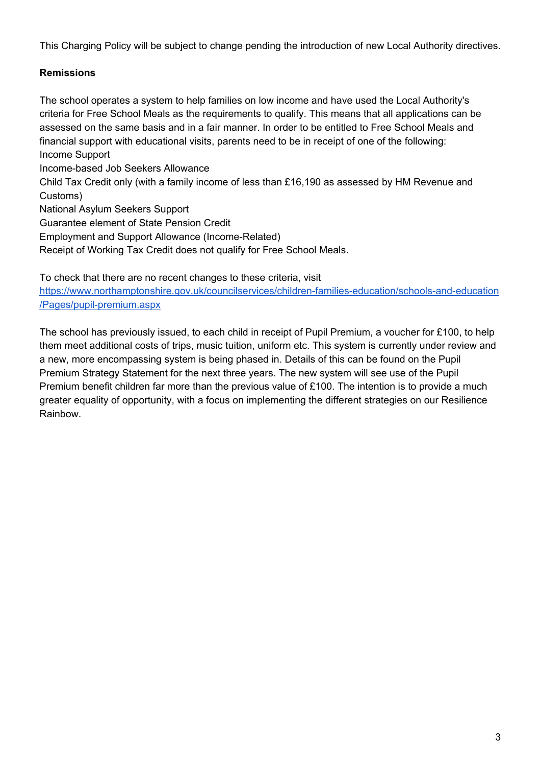This Charging Policy will be subject to change pending the introduction of new Local Authority directives.

**Remissions**

The school operates a system to help families on low income and have used the Local Authority's criteria for Free School Meals as the requirements to qualify. This means that all applications can be assessed on the same basis and in a fair manner. In order to be entitled to Free School Meals and financial support with educational visits, parents need to be in receipt of one of the following:
Income Support
Income-based Job Seekers Allowance
Child Tax Credit only (with a family income of less than £16,190 as assessed by HM Revenue and Customs)
National Asylum Seekers Support
Guarantee element of State Pension Credit
Employment and Support Allowance (Income-Related)
Receipt of Working Tax Credit does not qualify for Free School Meals.

To check that there are no recent changes to these criteria, visit [https://www.northamptonshire.gov.uk/councilservices/children-families-education/schools-and-education/Pages/pupil-premium.aspx](https://www.northamptonshire.gov.uk/councilservices/children-families-education/schools-and-education/Pages/pupil-premium.aspx)

The school has previously issued, to each child in receipt of Pupil Premium, a voucher for £100, to help them meet additional costs of trips, music tuition, uniform etc. This system is currently under review and a new, more encompassing system is being phased in. Details of this can be found on the Pupil Premium Strategy Statement for the next three years. The new system will see use of the Pupil Premium benefit children far more than the previous value of £100. The intention is to provide a much greater equality of opportunity, with a focus on implementing the different strategies on our Resilience Rainbow.